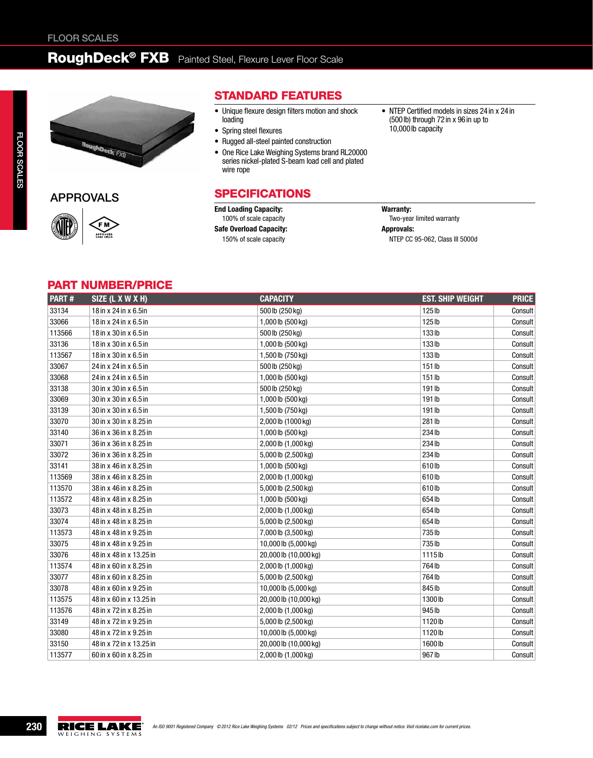# RoughDeck® FXB Painted Steel, Flexure Lever Floor Scale

## APPROVALS

## STANDARD FEATURES

- Unique flexure design filters motion and shock loading
- Spring steel flexures
- Rugged all-steel painted construction
- One Rice Lake Weighing Systems brand RL20000 series nickel-plated S-beam load cell and plated wire rope
- NTEP Certified models in sizes 24 in x 24 in (500 lb) through 72 in x 96 in up to 10,000 lb capacity

## SPECIFICATIONS

**End Loading Capacity:**
100% of scale capacity

**Safe Overload Capacity:**
150% of scale capacity

**Warranty:**
Two-year limited warranty

**Approvals:**
NTEP CC 95-062, Class III 5000d

## PART NUMBER/PRICE

| PART # | SIZE (L X W X H) | CAPACITY | EST. SHIP WEIGHT | PRICE |
|---|---|---|---|---|
| 33134 | 18 in x 24 in x 6.5in | 500 lb (250 kg) | 125 lb | Consult |
| 33066 | 18 in x 24 in x 6.5 in | 1,000 lb (500 kg) | 125 lb | Consult |
| 113566 | 18 in x 30 in x 6.5 in | 500 lb (250 kg) | 133 lb | Consult |
| 33136 | 18 in x 30 in x 6.5 in | 1,000 lb (500 kg) | 133 lb | Consult |
| 113567 | 18 in x 30 in x 6.5 in | 1,500 lb (750 kg) | 133 lb | Consult |
| 33067 | 24 in x 24 in x 6.5 in | 500 lb (250 kg) | 151 lb | Consult |
| 33068 | 24 in x 24 in x 6.5 in | 1,000 lb (500 kg) | 151 lb | Consult |
| 33138 | 30 in x 30 in x 6.5 in | 500 lb (250 kg) | 191 lb | Consult |
| 33069 | 30 in x 30 in x 6.5 in | 1,000 lb (500 kg) | 191 lb | Consult |
| 33139 | 30 in x 30 in x 6.5 in | 1,500 lb (750 kg) | 191 lb | Consult |
| 33070 | 30 in x 30 in x 8.25 in | 2,000 lb (1000 kg) | 281 lb | Consult |
| 33140 | 36 in x 36 in x 8.25 in | 1,000 lb (500 kg) | 234 lb | Consult |
| 33071 | 36 in x 36 in x 8.25 in | 2,000 lb (1,000 kg) | 234 lb | Consult |
| 33072 | 36 in x 36 in x 8.25 in | 5,000 lb (2,500 kg) | 234 lb | Consult |
| 33141 | 38 in x 46 in x 8.25 in | 1,000 lb (500 kg) | 610 lb | Consult |
| 113569 | 38 in x 46 in x 8.25 in | 2,000 lb (1,000 kg) | 610 lb | Consult |
| 113570 | 38 in x 46 in x 8.25 in | 5,000 lb (2,500 kg) | 610 lb | Consult |
| 113572 | 48 in x 48 in x 8.25 in | 1,000 lb (500 kg) | 654 lb | Consult |
| 33073 | 48 in x 48 in x 8.25 in | 2,000 lb (1,000 kg) | 654 lb | Consult |
| 33074 | 48 in x 48 in x 8.25 in | 5,000 lb (2,500 kg) | 654 lb | Consult |
| 113573 | 48 in x 48 in x 9.25 in | 7,000 lb (3,500 kg) | 735 lb | Consult |
| 33075 | 48 in x 48 in x 9.25 in | 10,000 lb (5,000 kg) | 735 lb | Consult |
| 33076 | 48 in x 48 in x 13.25 in | 20,000 lb (10,000 kg) | 1115 lb | Consult |
| 113574 | 48 in x 60 in x 8.25 in | 2,000 lb (1,000 kg) | 764 lb | Consult |
| 33077 | 48 in x 60 in x 8.25 in | 5,000 lb (2,500 kg) | 764 lb | Consult |
| 33078 | 48 in x 60 in x 9.25 in | 10,000 lb (5,000 kg) | 845 lb | Consult |
| 113575 | 48 in x 60 in x 13.25 in | 20,000 lb (10,000 kg) | 1300 lb | Consult |
| 113576 | 48 in x 72 in x 8.25 in | 2,000 lb (1,000 kg) | 945 lb | Consult |
| 33149 | 48 in x 72 in x 9.25 in | 5,000 lb (2,500 kg) | 1120 lb | Consult |
| 33080 | 48 in x 72 in x 9.25 in | 10,000 lb (5,000 kg) | 1120 lb | Consult |
| 33150 | 48 in x 72 in x 13.25 in | 20,000 lb (10,000 kg) | 1600 lb | Consult |
| 113577 | 60 in x 60 in x 8.25 in | 2,000 lb (1,000 kg) | 967 lb | Consult |

An ISO 9001 Registered Company © 2012 Rice Lake Weighing Systems 02/12 Prices and specifications subject to change without notice. Visit ricelake.com for current prices.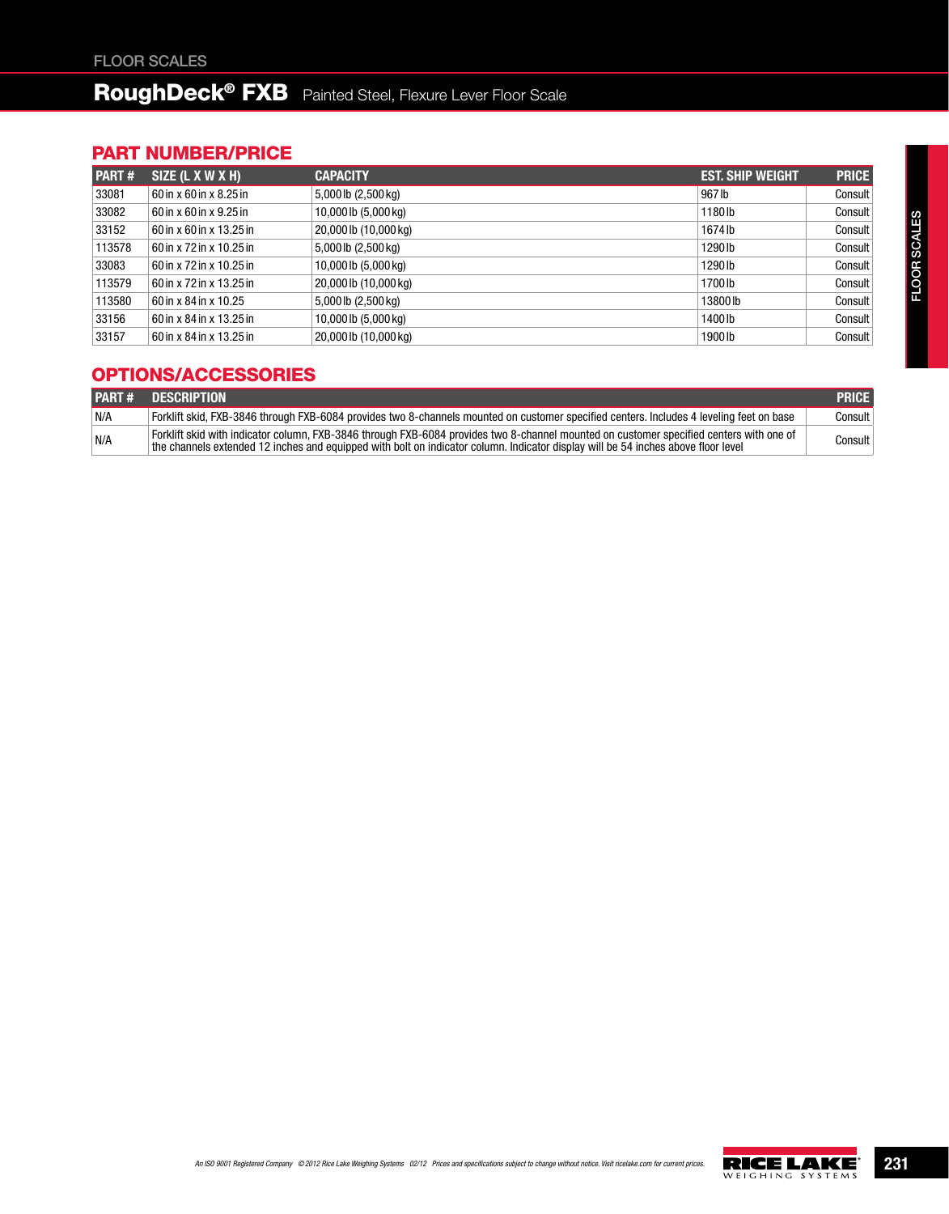# RoughDeck® FXB Painted Steel, Flexure Lever Floor Scale

## PART NUMBER/PRICE

| PART # | SIZE (L X W X H) | CAPACITY | EST. SHIP WEIGHT | PRICE |
|---|---|---|---|---|
| 33081 | 60 in x 60 in x 8.25 in | 5,000 lb (2,500 kg) | 967 lb | Consult |
| 33082 | 60 in x 60 in x 9.25 in | 10,000 lb (5,000 kg) | 1180 lb | Consult |
| 33152 | 60 in x 60 in x 13.25 in | 20,000 lb (10,000 kg) | 1674 lb | Consult |
| 113578 | 60 in x 72 in x 10.25 in | 5,000 lb (2,500 kg) | 1290 lb | Consult |
| 33083 | 60 in x 72 in x 10.25 in | 10,000 lb (5,000 kg) | 1290 lb | Consult |
| 113579 | 60 in x 72 in x 13.25 in | 20,000 lb (10,000 kg) | 1700 lb | Consult |
| 113580 | 60 in x 84 in x 10.25 | 5,000 lb (2,500 kg) | 13800 lb | Consult |
| 33156 | 60 in x 84 in x 13.25 in | 10,000 lb (5,000 kg) | 1400 lb | Consult |
| 33157 | 60 in x 84 in x 13.25 in | 20,000 lb (10,000 kg) | 1900 lb | Consult |

## OPTIONS/ACCESSORIES

| PART # | DESCRIPTION | PRICE |
|---|---|---|
| N/A | Forklift skid, FXB-3846 through FXB-6084 provides two 8-channels mounted on customer specified centers. Includes 4 leveling feet on base | Consult |
| N/A | Forklift skid with indicator column, FXB-3846 through FXB-6084 provides two 8-channel mounted on customer specified centers with one of the channels extended 12 inches and equipped with bolt on indicator column. Indicator display will be 54 inches above floor level | Consult |

*An ISO 9001 Registered Company © 2012 Rice Lake Weighing Systems 02/12 Prices and specifications subject to change without notice. Visit ricelake.com for current prices.*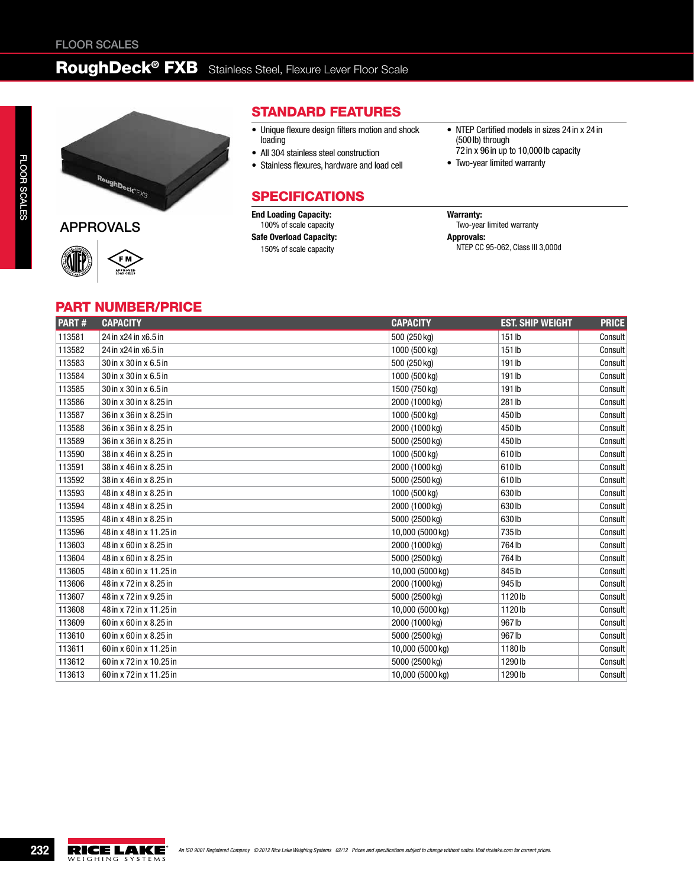FLOOR SCALES

# RoughDeck® FXB Stainless Steel, Flexure Lever Floor Scale

## APPROVALS

## STANDARD FEATURES

- Unique flexure design filters motion and shock loading
- All 304 stainless steel construction
- Stainless flexures, hardware and load cell
- NTEP Certified models in sizes 24 in x 24 in (500 lb) through 72 in x 96 in up to 10,000 lb capacity
- Two-year limited warranty

## SPECIFICATIONS

**End Loading Capacity:**
100% of scale capacity

**Safe Overload Capacity:**
150% of scale capacity

**Warranty:**
Two-year limited warranty

**Approvals:**
NTEP CC 95-062, Class III 3,000d

## PART NUMBER/PRICE

| PART # | CAPACITY | CAPACITY | EST. SHIP WEIGHT | PRICE |
|---|---|---|---|---|
| 113581 | 24 in x24 in x6.5 in | 500 (250 kg) | 151 lb | Consult |
| 113582 | 24 in x24 in x6.5 in | 1000 (500 kg) | 151 lb | Consult |
| 113583 | 30 in x 30 in x 6.5 in | 500 (250 kg) | 191 lb | Consult |
| 113584 | 30 in x 30 in x 6.5 in | 1000 (500 kg) | 191 lb | Consult |
| 113585 | 30 in x 30 in x 6.5 in | 1500 (750 kg) | 191 lb | Consult |
| 113586 | 30 in x 30 in x 8.25 in | 2000 (1000 kg) | 281 lb | Consult |
| 113587 | 36 in x 36 in x 8.25 in | 1000 (500 kg) | 450 lb | Consult |
| 113588 | 36 in x 36 in x 8.25 in | 2000 (1000 kg) | 450 lb | Consult |
| 113589 | 36 in x 36 in x 8.25 in | 5000 (2500 kg) | 450 lb | Consult |
| 113590 | 38 in x 46 in x 8.25 in | 1000 (500 kg) | 610 lb | Consult |
| 113591 | 38 in x 46 in x 8.25 in | 2000 (1000 kg) | 610 lb | Consult |
| 113592 | 38 in x 46 in x 8.25 in | 5000 (2500 kg) | 610 lb | Consult |
| 113593 | 48 in x 48 in x 8.25 in | 1000 (500 kg) | 630 lb | Consult |
| 113594 | 48 in x 48 in x 8.25 in | 2000 (1000 kg) | 630 lb | Consult |
| 113595 | 48 in x 48 in x 8.25 in | 5000 (2500 kg) | 630 lb | Consult |
| 113596 | 48 in x 48 in x 11.25 in | 10,000 (5000 kg) | 735 lb | Consult |
| 113603 | 48 in x 60 in x 8.25 in | 2000 (1000 kg) | 764 lb | Consult |
| 113604 | 48 in x 60 in x 8.25 in | 5000 (2500 kg) | 764 lb | Consult |
| 113605 | 48 in x 60 in x 11.25 in | 10,000 (5000 kg) | 845 lb | Consult |
| 113606 | 48 in x 72 in x 8.25 in | 2000 (1000 kg) | 945 lb | Consult |
| 113607 | 48 in x 72 in x 9.25 in | 5000 (2500 kg) | 1120 lb | Consult |
| 113608 | 48 in x 72 in x 11.25 in | 10,000 (5000 kg) | 1120 lb | Consult |
| 113609 | 60 in x 60 in x 8.25 in | 2000 (1000 kg) | 967 lb | Consult |
| 113610 | 60 in x 60 in x 8.25 in | 5000 (2500 kg) | 967 lb | Consult |
| 113611 | 60 in x 60 in x 11.25 in | 10,000 (5000 kg) | 1180 lb | Consult |
| 113612 | 60 in x 72 in x 10.25 in | 5000 (2500 kg) | 1290 lb | Consult |
| 113613 | 60 in x 72 in x 11.25 in | 10,000 (5000 kg) | 1290 lb | Consult |

An ISO 9001 Registered Company © 2012 Rice Lake Weighing Systems 02/12 Prices and specifications subject to change without notice. Visit ricelake.com for current prices.